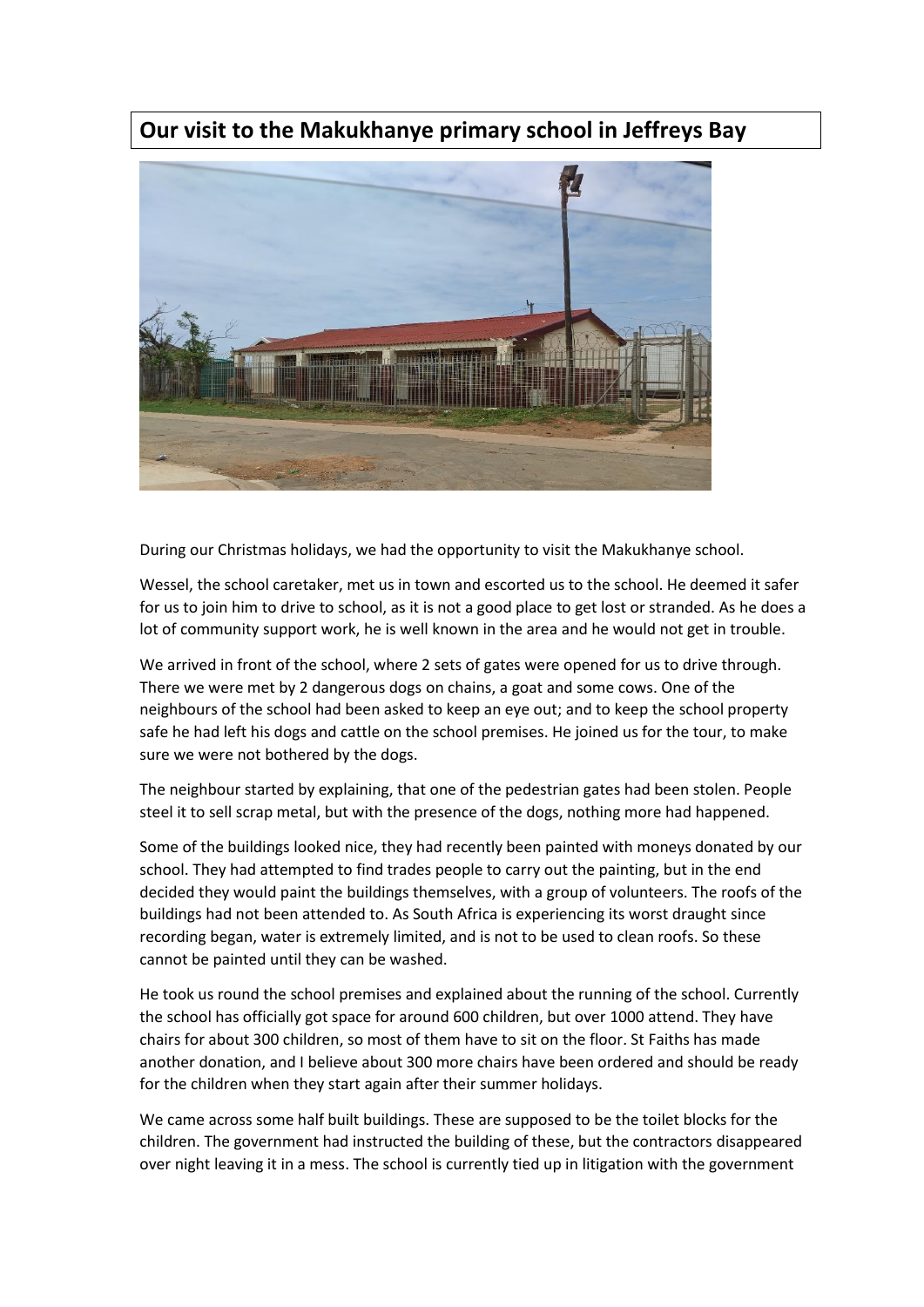# Our visit to the Makukhanye primary school in Jeffreys Bay

During our Christmas holidays, we had the opportunity to visit the Makukhanye school.

Wessel, the school caretaker, met us in town and escorted us to the school. He deemed it safer for us to join him to drive to school, as it is not a good place to get lost or stranded. As he does a lot of community support work, he is well known in the area and he would not get in trouble.

We arrived in front of the school, where 2 sets of gates were opened for us to drive through. There we were met by 2 dangerous dogs on chains, a goat and some cows. One of the neighbours of the school had been asked to keep an eye out; and to keep the school property safe he had left his dogs and cattle on the school premises. He joined us for the tour, to make sure we were not bothered by the dogs.

The neighbour started by explaining, that one of the pedestrian gates had been stolen. People steel it to sell scrap metal, but with the presence of the dogs, nothing more had happened.

Some of the buildings looked nice, they had recently been painted with moneys donated by our school. They had attempted to find trades people to carry out the painting, but in the end decided they would paint the buildings themselves, with a group of volunteers. The roofs of the buildings had not been attended to. As South Africa is experiencing its worst draught since recording began, water is extremely limited, and is not to be used to clean roofs. So these cannot be painted until they can be washed.

He took us round the school premises and explained about the running of the school. Currently the school has officially got space for around 600 children, but over 1000 attend. They have chairs for about 300 children, so most of them have to sit on the floor. St Faiths has made another donation, and I believe about 300 more chairs have been ordered and should be ready for the children when they start again after their summer holidays.

We came across some half built buildings. These are supposed to be the toilet blocks for the children. The government had instructed the building of these, but the contractors disappeared over night leaving it in a mess. The school is currently tied up in litigation with the government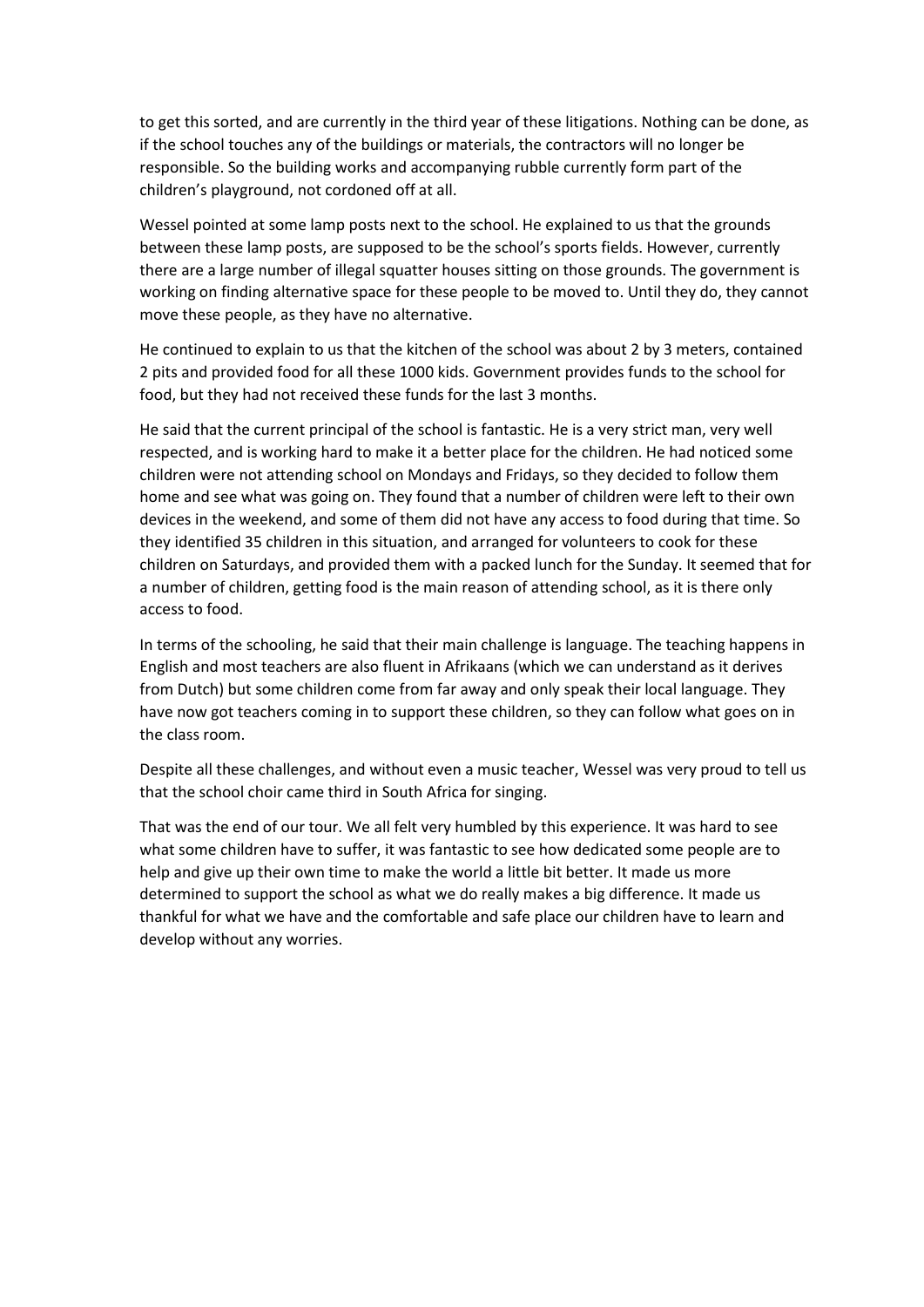to get this sorted, and are currently in the third year of these litigations. Nothing can be done, as if the school touches any of the buildings or materials, the contractors will no longer be responsible. So the building works and accompanying rubble currently form part of the children's playground, not cordoned off at all.

Wessel pointed at some lamp posts next to the school. He explained to us that the grounds between these lamp posts, are supposed to be the school's sports fields. However, currently there are a large number of illegal squatter houses sitting on those grounds. The government is working on finding alternative space for these people to be moved to. Until they do, they cannot move these people, as they have no alternative.

He continued to explain to us that the kitchen of the school was about 2 by 3 meters, contained 2 pits and provided food for all these 1000 kids. Government provides funds to the school for food, but they had not received these funds for the last 3 months.

He said that the current principal of the school is fantastic. He is a very strict man, very well respected, and is working hard to make it a better place for the children. He had noticed some children were not attending school on Mondays and Fridays, so they decided to follow them home and see what was going on. They found that a number of children were left to their own devices in the weekend, and some of them did not have any access to food during that time. So they identified 35 children in this situation, and arranged for volunteers to cook for these children on Saturdays, and provided them with a packed lunch for the Sunday. It seemed that for a number of children, getting food is the main reason of attending school, as it is there only access to food.

In terms of the schooling, he said that their main challenge is language. The teaching happens in English and most teachers are also fluent in Afrikaans (which we can understand as it derives from Dutch) but some children come from far away and only speak their local language. They have now got teachers coming in to support these children, so they can follow what goes on in the class room.

Despite all these challenges, and without even a music teacher, Wessel was very proud to tell us that the school choir came third in South Africa for singing.

That was the end of our tour. We all felt very humbled by this experience. It was hard to see what some children have to suffer, it was fantastic to see how dedicated some people are to help and give up their own time to make the world a little bit better. It made us more determined to support the school as what we do really makes a big difference. It made us thankful for what we have and the comfortable and safe place our children have to learn and develop without any worries.